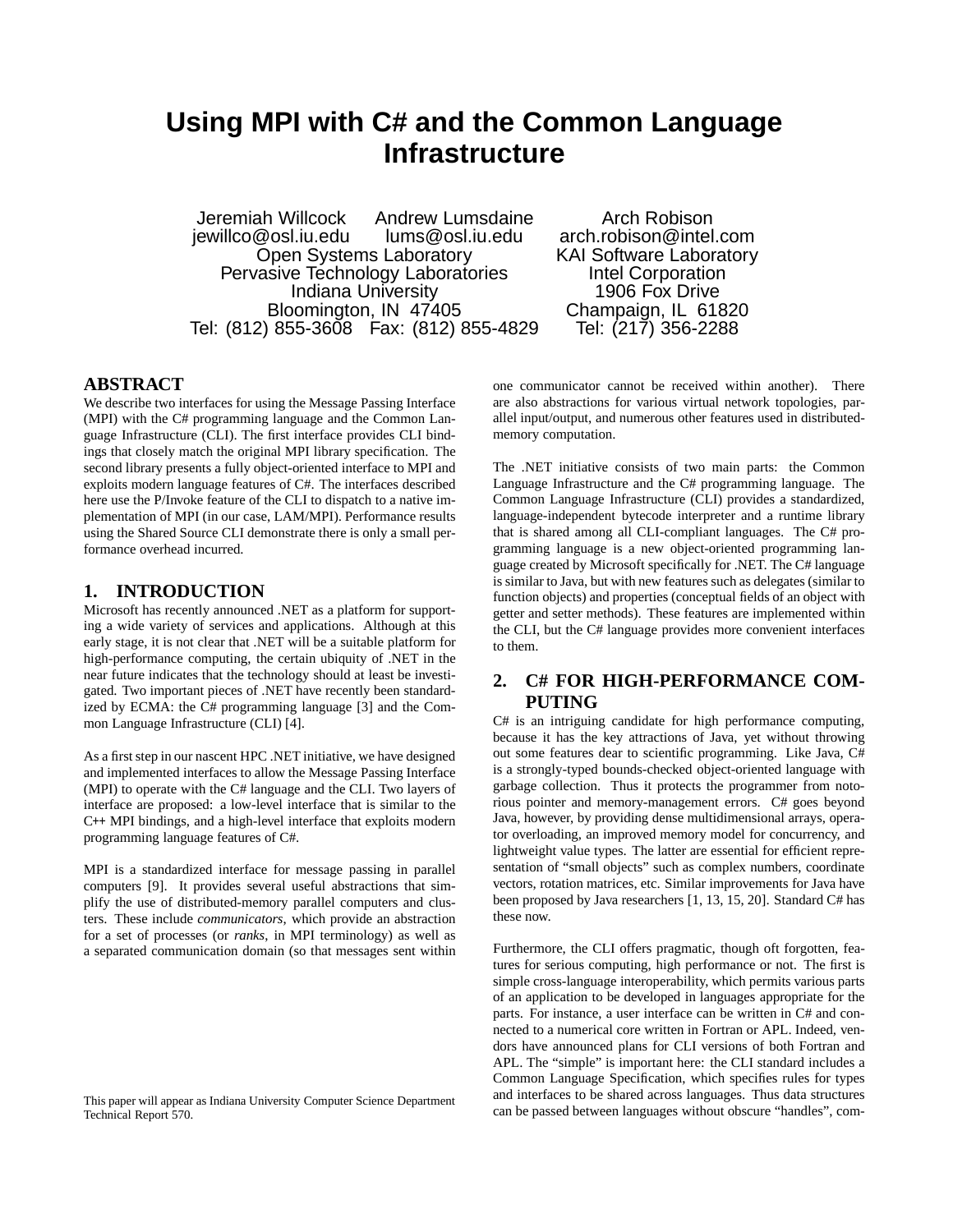# Using MPI with C# and the Common Language Infrastructure

Jeremiah Willcock
jewillco@osl.iu.edu

Andrew Lumsdaine
lums@osl.iu.edu

Open Systems Laboratory
Pervasive Technology Laboratories
Indiana University
Bloomington, IN 47405
Tel: (812) 855-3608 Fax: (812) 855-4829

Arch Robison
arch.robison@intel.com
KAI Software Laboratory
Intel Corporation
1906 Fox Drive
Champaign, IL 61820
Tel: (217) 356-2288

## ABSTRACT

We describe two interfaces for using the Message Passing Interface (MPI) with the C# programming language and the Common Language Infrastructure (CLI). The first interface provides CLI bindings that closely match the original MPI library specification. The second library presents a fully object-oriented interface to MPI and exploits modern language features of C#. The interfaces described here use the P/Invoke feature of the CLI to dispatch to a native implementation of MPI (in our case, LAM/MPI). Performance results using the Shared Source CLI demonstrate there is only a small performance overhead incurred.

## 1. INTRODUCTION

Microsoft has recently announced .NET as a platform for supporting a wide variety of services and applications. Although at this early stage, it is not clear that .NET will be a suitable platform for high-performance computing, the certain ubiquity of .NET in the near future indicates that the technology should at least be investigated. Two important pieces of .NET have recently been standardized by ECMA: the C# programming language [3] and the Common Language Infrastructure (CLI) [4].

As a first step in our nascent HPC .NET initiative, we have designed and implemented interfaces to allow the Message Passing Interface (MPI) to operate with the C# language and the CLI. Two layers of interface are proposed: a low-level interface that is similar to the C++ MPI bindings, and a high-level interface that exploits modern programming language features of C#.

MPI is a standardized interface for message passing in parallel computers [9]. It provides several useful abstractions that simplify the use of distributed-memory parallel computers and clusters. These include *communicators*, which provide an abstraction for a set of processes (or *ranks*, in MPI terminology) as well as a separated communication domain (so that messages sent within one communicator cannot be received within another). There are also abstractions for various virtual network topologies, parallel input/output, and numerous other features used in distributed-memory computation.

The .NET initiative consists of two main parts: the Common Language Infrastructure and the C# programming language. The Common Language Infrastructure (CLI) provides a standardized, language-independent bytecode interpreter and a runtime library that is shared among all CLI-compliant languages. The C# programming language is a new object-oriented programming language created by Microsoft specifically for .NET. The C# language is similar to Java, but with new features such as delegates (similar to function objects) and properties (conceptual fields of an object with getter and setter methods). These features are implemented within the CLI, but the C# language provides more convenient interfaces to them.

## 2. C# FOR HIGH-PERFORMANCE COMPUTING

C# is an intriguing candidate for high performance computing, because it has the key attractions of Java, yet without throwing out some features dear to scientific programming. Like Java, C# is a strongly-typed bounds-checked object-oriented language with garbage collection. Thus it protects the programmer from notorious pointer and memory-management errors. C# goes beyond Java, however, by providing dense multidimensional arrays, operator overloading, an improved memory model for concurrency, and lightweight value types. The latter are essential for efficient representation of "small objects" such as complex numbers, coordinate vectors, rotation matrices, etc. Similar improvements for Java have been proposed by Java researchers [1, 13, 15, 20]. Standard C# has these now.

Furthermore, the CLI offers pragmatic, though oft forgotten, features for serious computing, high performance or not. The first is simple cross-language interoperability, which permits various parts of an application to be developed in languages appropriate for the parts. For instance, a user interface can be written in C# and connected to a numerical core written in Fortran or APL. Indeed, vendors have announced plans for CLI versions of both Fortran and APL. The "simple" is important here: the CLI standard includes a Common Language Specification, which specifies rules for types and interfaces to be shared across languages. Thus data structures can be passed between languages without obscure "handles", com-

This paper will appear as Indiana University Computer Science Department Technical Report 570.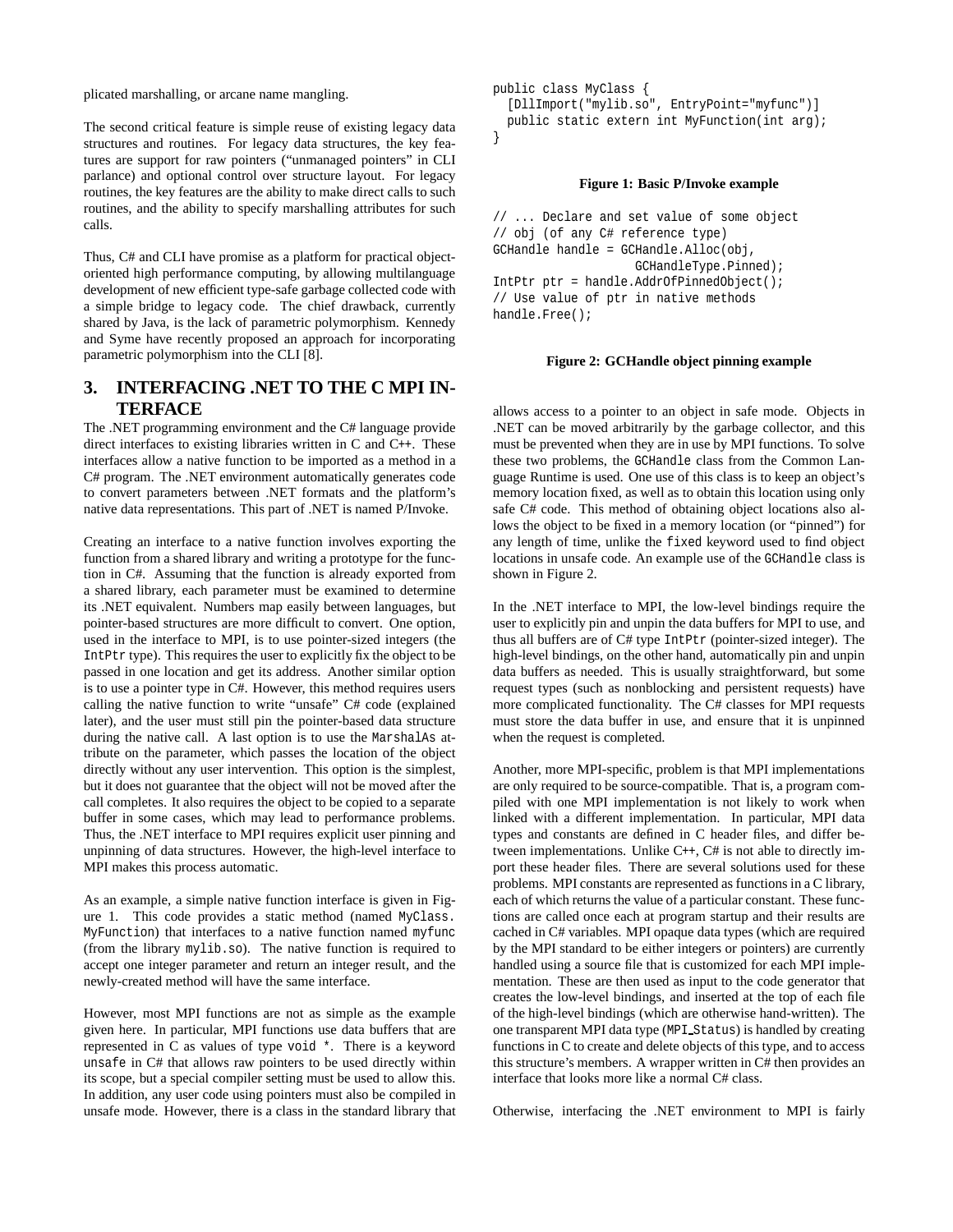plicated marshalling, or arcane name mangling.

The second critical feature is simple reuse of existing legacy data structures and routines. For legacy data structures, the key features are support for raw pointers ("unmanaged pointers" in CLI parlance) and optional control over structure layout. For legacy routines, the key features are the ability to make direct calls to such routines, and the ability to specify marshalling attributes for such calls.

Thus, C# and CLI have promise as a platform for practical object-oriented high performance computing, by allowing multilanguage development of new efficient type-safe garbage collected code with a simple bridge to legacy code. The chief drawback, currently shared by Java, is the lack of parametric polymorphism. Kennedy and Syme have recently proposed an approach for incorporating parametric polymorphism into the CLI [8].

## 3. INTERFACING .NET TO THE C MPI INTERFACE

The .NET programming environment and the C# language provide direct interfaces to existing libraries written in C and C++. These interfaces allow a native function to be imported as a method in a C# program. The .NET environment automatically generates code to convert parameters between .NET formats and the platform's native data representations. This part of .NET is named P/Invoke.

Creating an interface to a native function involves exporting the function from a shared library and writing a prototype for the function in C#. Assuming that the function is already exported from a shared library, each parameter must be examined to determine its .NET equivalent. Numbers map easily between languages, but pointer-based structures are more difficult to convert. One option, used in the interface to MPI, is to use pointer-sized integers (the `IntPtr` type). This requires the user to explicitly fix the object to be passed in one location and get its address. Another similar option is to use a pointer type in C#. However, this method requires users calling the native function to write "unsafe" C# code (explained later), and the user must still pin the pointer-based data structure during the native call. A last option is to use the `MarshalAs` attribute on the parameter, which passes the location of the object directly without any user intervention. This option is the simplest, but it does not guarantee that the object will not be moved after the call completes. It also requires the object to be copied to a separate buffer in some cases, which may lead to performance problems. Thus, the .NET interface to MPI requires explicit user pinning and unpinning of data structures. However, the high-level interface to MPI makes this process automatic.

As an example, a simple native function interface is given in Figure 1. This code provides a static method (named `MyClass.MyFunction`) that interfaces to a native function named `myfunc` (from the library `mylib.so`). The native function is required to accept one integer parameter and return an integer result, and the newly-created method will have the same interface.

However, most MPI functions are not as simple as the example given here. In particular, MPI functions use data buffers that are represented in C as values of type `void *`. There is a keyword `unsafe` in C# that allows raw pointers to be used directly within its scope, but a special compiler setting must be used to allow this. In addition, any user code using pointers must also be compiled in unsafe mode. However, there is a class in the standard library that allows access to a pointer to an object in safe mode. Objects in .NET can be moved arbitrarily by the garbage collector, and this must be prevented when they are in use by MPI functions. To solve these two problems, the `GCHandle` class from the Common Language Runtime is used. One use of this class is to keep an object's memory location fixed, as well as to obtain this location using only safe C# code. This method of obtaining object locations also allows the object to be fixed in a memory location (or "pinned") for any length of time, unlike the `fixed` keyword used to find object locations in unsafe code. An example use of the `GCHandle` class is shown in Figure 2.

```
public class MyClass {
  [DllImport("mylib.so", EntryPoint="myfunc")]
  public static extern int MyFunction(int arg);
}
```

**Figure 1: Basic P/Invoke example**

```
// ... Declare and set value of some object
// obj (of any C# reference type)
GCHandle handle = GCHandle.Alloc(obj,
                     GCHandleType.Pinned);
IntPtr ptr = handle.AddrOfPinnedObject();
// Use value of ptr in native methods
handle.Free();
```

**Figure 2: GCHandle object pinning example**

In the .NET interface to MPI, the low-level bindings require the user to explicitly pin and unpin the data buffers for MPI to use, and thus all buffers are of C# type `IntPtr` (pointer-sized integer). The high-level bindings, on the other hand, automatically pin and unpin data buffers as needed. This is usually straightforward, but some request types (such as nonblocking and persistent requests) have more complicated functionality. The C# classes for MPI requests must store the data buffer in use, and ensure that it is unpinned when the request is completed.

Another, more MPI-specific, problem is that MPI implementations are only required to be source-compatible. That is, a program compiled with one MPI implementation is not likely to work when linked with a different implementation. In particular, MPI data types and constants are defined in C header files, and differ between implementations. Unlike C++, C# is not able to directly import these header files. There are several solutions used for these problems. MPI constants are represented as functions in a C library, each of which returns the value of a particular constant. These functions are called once each at program startup and their results are cached in C# variables. MPI opaque data types (which are required by the MPI standard to be either integers or pointers) are currently handled using a source file that is customized for each MPI implementation. These are then used as input to the code generator that creates the low-level bindings, and inserted at the top of each file of the high-level bindings (which are otherwise hand-written). The one transparent MPI data type (`MPI_Status`) is handled by creating functions in C to create and delete objects of this type, and to access this structure's members. A wrapper written in C# then provides an interface that looks more like a normal C# class.

Otherwise, interfacing the .NET environment to MPI is fairly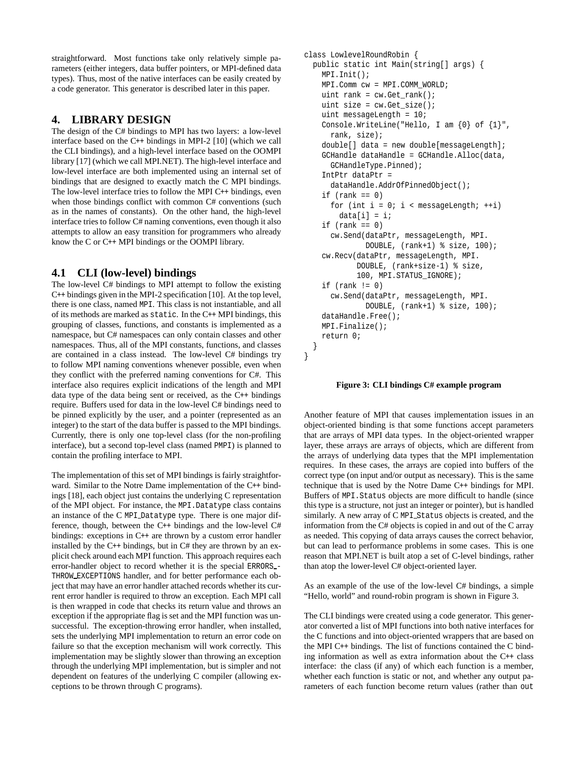straightforward. Most functions take only relatively simple parameters (either integers, data buffer pointers, or MPI-defined data types). Thus, most of the native interfaces can be easily created by a code generator. This generator is described later in this paper.

## 4. LIBRARY DESIGN

The design of the C# bindings to MPI has two layers: a low-level interface based on the C++ bindings in MPI-2 [10] (which we call the CLI bindings), and a high-level interface based on the OOMPI library [17] (which we call MPI.NET). The high-level interface and low-level interface are both implemented using an internal set of bindings that are designed to exactly match the C MPI bindings. The low-level interface tries to follow the MPI C++ bindings, even when those bindings conflict with common C# conventions (such as in the names of constants). On the other hand, the high-level interface tries to follow C# naming conventions, even though it also attempts to allow an easy transition for programmers who already know the C or C++ MPI bindings or the OOMPI library.

### 4.1 CLI (low-level) bindings

The low-level C# bindings to MPI attempt to follow the existing C++ bindings given in the MPI-2 specification [10]. At the top level, there is one class, named `MPI`. This class is not instantiable, and all of its methods are marked as `static`. In the C++ MPI bindings, this grouping of classes, functions, and constants is implemented as a namespace, but C# namespaces can only contain classes and other namespaces. Thus, all of the MPI constants, functions, and classes are contained in a class instead. The low-level C# bindings try to follow MPI naming conventions whenever possible, even when they conflict with the preferred naming conventions for C#. This interface also requires explicit indications of the length and MPI data type of the data being sent or received, as the C++ bindings require. Buffers used for data in the low-level C# bindings need to be pinned explicitly by the user, and a pointer (represented as an integer) to the start of the data buffer is passed to the MPI bindings. Currently, there is only one top-level class (for the non-profiling interface), but a second top-level class (named `PMPI`) is planned to contain the profiling interface to MPI.

The implementation of this set of MPI bindings is fairly straightforward. Similar to the Notre Dame implementation of the C++ bindings [18], each object just contains the underlying C representation of the MPI object. For instance, the `MPI.Datatype` class contains an instance of the C `MPI_Datatype` type. There is one major difference, though, between the C++ bindings and the low-level C# bindings: exceptions in C++ are thrown by a custom error handler installed by the C++ bindings, but in C# they are thrown by an explicit check around each MPI function. This approach requires each error-handler object to record whether it is the special `ERRORS_THROW_EXCEPTIONS` handler, and for better performance each object that may have an error handler attached records whether its current error handler is required to throw an exception. Each MPI call is then wrapped in code that checks its return value and throws an exception if the appropriate flag is set and the MPI function was unsuccessful. The exception-throwing error handler, when installed, sets the underlying MPI implementation to return an error code on failure so that the exception mechanism will work correctly. This implementation may be slightly slower than throwing an exception through the underlying MPI implementation, but is simpler and not dependent on features of the underlying C compiler (allowing exceptions to be thrown through C programs).

```
class LowlevelRoundRobin {
  public static int Main(string[] args) {
    MPI.Init();
    MPI.Comm cw = MPI.COMM_WORLD;
    uint rank = cw.Get_rank();
    uint size = cw.Get_size();
    uint messageLength = 10;
    Console.WriteLine("Hello, I am {0} of {1}",
      rank, size);
    double[] data = new double[messageLength];
    GCHandle dataHandle = GCHandle.Alloc(data,
      GCHandleType.Pinned);
    IntPtr dataPtr =
      dataHandle.AddrOfPinnedObject();
    if (rank == 0)
      for (int i = 0; i < messageLength; ++i)
        data[i] = i;
    if (rank == 0)
      cw.Send(dataPtr, messageLength, MPI.
              DOUBLE, (rank+1) % size, 100);
    cw.Recv(dataPtr, messageLength, MPI.
            DOUBLE, (rank+size-1) % size,
            100, MPI.STATUS_IGNORE);
    if (rank != 0)
      cw.Send(dataPtr, messageLength, MPI.
              DOUBLE, (rank+1) % size, 100);
    dataHandle.Free();
    MPI.Finalize();
    return 0;
  }
}
```

**Figure 3: CLI bindings C# example program**

Another feature of MPI that causes implementation issues in an object-oriented binding is that some functions accept parameters that are arrays of MPI data types. In the object-oriented wrapper layer, these arrays are arrays of objects, which are different from the arrays of underlying data types that the MPI implementation requires. In these cases, the arrays are copied into buffers of the correct type (on input and/or output as necessary). This is the same technique that is used by the Notre Dame C++ bindings for MPI. Buffers of `MPI.Status` objects are more difficult to handle (since this type is a structure, not just an integer or pointer), but is handled similarly. A new array of C `MPI_Status` objects is created, and the information from the C# objects is copied in and out of the C array as needed. This copying of data arrays causes the correct behavior, but can lead to performance problems in some cases. This is one reason that MPI.NET is built atop a set of C-level bindings, rather than atop the lower-level C# object-oriented layer.

As an example of the use of the low-level C# bindings, a simple "Hello, world" and round-robin program is shown in Figure 3.

The CLI bindings were created using a code generator. This generator converted a list of MPI functions into both native interfaces for the C functions and into object-oriented wrappers that are based on the MPI C++ bindings. The list of functions contained the C binding information as well as extra information about the C++ class interface: the class (if any) of which each function is a member, whether each function is static or not, and whether any output parameters of each function become return values (rather than `out`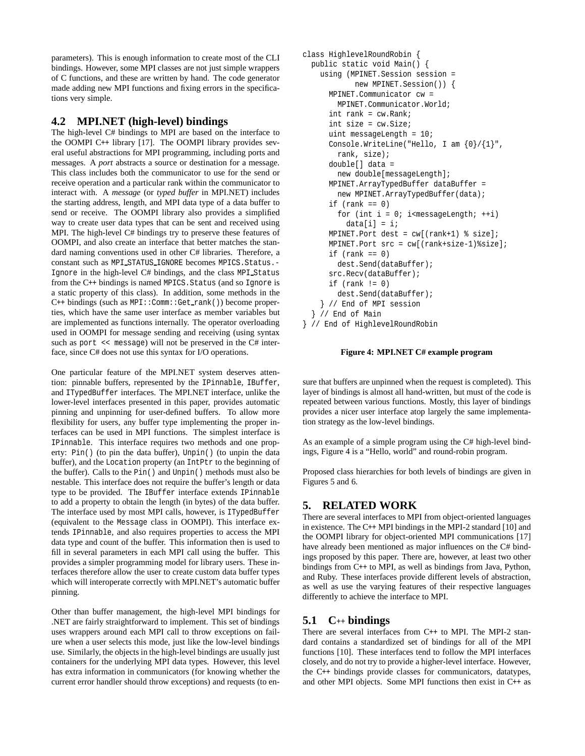parameters). This is enough information to create most of the CLI bindings. However, some MPI classes are not just simple wrappers of C functions, and these are written by hand. The code generator made adding new MPI functions and fixing errors in the specifications very simple.

## 4.2 MPI.NET (high-level) bindings

The high-level C# bindings to MPI are based on the interface to the OOMPI C++ library [17]. The OOMPI library provides several useful abstractions for MPI programming, including ports and messages. A *port* abstracts a source or destination for a message. This class includes both the communicator to use for the send or receive operation and a particular rank within the communicator to interact with. A *message* (or *typed buffer* in MPI.NET) includes the starting address, length, and MPI data type of a data buffer to send or receive. The OOMPI library also provides a simplified way to create user data types that can be sent and received using MPI. The high-level C# bindings try to preserve these features of OOMPI, and also create an interface that better matches the standard naming conventions used in other C# libraries. Therefore, a constant such as `MPI_STATUS_IGNORE` becomes `MPICS.Status.Ignore` in the high-level C# bindings, and the class `MPI_Status` from the C++ bindings is named `MPICS.Status` (and so `Ignore` is a static property of this class). In addition, some methods in the C++ bindings (such as `MPI::Comm::Get_rank()`) become properties, which have the same user interface as member variables but are implemented as functions internally. The operator overloading used in OOMPI for message sending and receiving (using syntax such as `port << message`) will not be preserved in the C# interface, since C# does not use this syntax for I/O operations.

One particular feature of the MPI.NET system deserves attention: pinnable buffers, represented by the `IPinnable`, `IBuffer`, and `ITypedBuffer` interfaces. The MPI.NET interface, unlike the lower-level interfaces presented in this paper, provides automatic pinning and unpinning for user-defined buffers. To allow more flexibility for users, any buffer type implementing the proper interfaces can be used in MPI functions. The simplest interface is `IPinnable`. This interface requires two methods and one property: `Pin()` (to pin the data buffer), `Unpin()` (to unpin the data buffer), and the `Location` property (an `IntPtr` to the beginning of the buffer). Calls to the `Pin()` and `Unpin()` methods must also be nestable. This interface does not require the buffer's length or data type to be provided. The `IBuffer` interface extends `IPinnable` to add a property to obtain the length (in bytes) of the data buffer. The interface used by most MPI calls, however, is `ITypedBuffer` (equivalent to the `Message` class in OOMPI). This interface extends `IPinnable`, and also requires properties to access the MPI data type and count of the buffer. This information then is used to fill in several parameters in each MPI call using the buffer. This provides a simpler programming model for library users. These interfaces therefore allow the user to create custom data buffer types which will interoperate correctly with MPI.NET's automatic buffer pinning.

Other than buffer management, the high-level MPI bindings for .NET are fairly straightforward to implement. This set of bindings uses wrappers around each MPI call to throw exceptions on failure when a user selects this mode, just like the low-level bindings use. Similarly, the objects in the high-level bindings are usually just containers for the underlying MPI data types. However, this level has extra information in communicators (for knowing whether the current error handler should throw exceptions) and requests (to ensure that buffers are unpinned when the request is completed). This layer of bindings is almost all hand-written, but must of the code is repeated between various functions. Mostly, this layer of bindings provides a nicer user interface atop largely the same implementation strategy as the low-level bindings.

As an example of a simple program using the C# high-level bindings, Figure 4 is a "Hello, world" and round-robin program.

Proposed class hierarchies for both levels of bindings are given in Figures 5 and 6.

```
class HighlevelRoundRobin {
  public static void Main() {
    using (MPINET.Session session =
           new MPINET.Session()) {
      MPINET.Communicator cw =
        MPINET.Communicator.World;
      int rank = cw.Rank;
      int size = cw.Size;
      uint messageLength = 10;
      Console.WriteLine("Hello, I am {0}/{1}",
        rank, size);
      double[] data =
        new double[messageLength];
      MPINET.ArrayTypedBuffer dataBuffer =
        new MPINET.ArrayTypedBuffer(data);
      if (rank == 0)
        for (int i = 0; i<messageLength; ++i)
          data[i] = i;
      MPINET.Port dest = cw[(rank+1) % size];
      MPINET.Port src = cw[(rank+size-1)%size];
      if (rank == 0)
        dest.Send(dataBuffer);
      src.Recv(dataBuffer);
      if (rank != 0)
        dest.Send(dataBuffer);
    } // End of MPI session
  } // End of Main
} // End of HighlevelRoundRobin
```

**Figure 4: MPI.NET C# example program**

# 5. RELATED WORK

There are several interfaces to MPI from object-oriented languages in existence. The C++ MPI bindings in the MPI-2 standard [10] and the OOMPI library for object-oriented MPI communications [17] have already been mentioned as major influences on the C# bindings proposed by this paper. There are, however, at least two other bindings from C++ to MPI, as well as bindings from Java, Python, and Ruby. These interfaces provide different levels of abstraction, as well as use the varying features of their respective languages differently to achieve the interface to MPI.

## 5.1 C++ bindings

There are several interfaces from C++ to MPI. The MPI-2 standard contains a standardized set of bindings for all of the MPI functions [10]. These interfaces tend to follow the MPI interfaces closely, and do not try to provide a higher-level interface. However, the C++ bindings provide classes for communicators, datatypes, and other MPI objects. Some MPI functions then exist in C++ as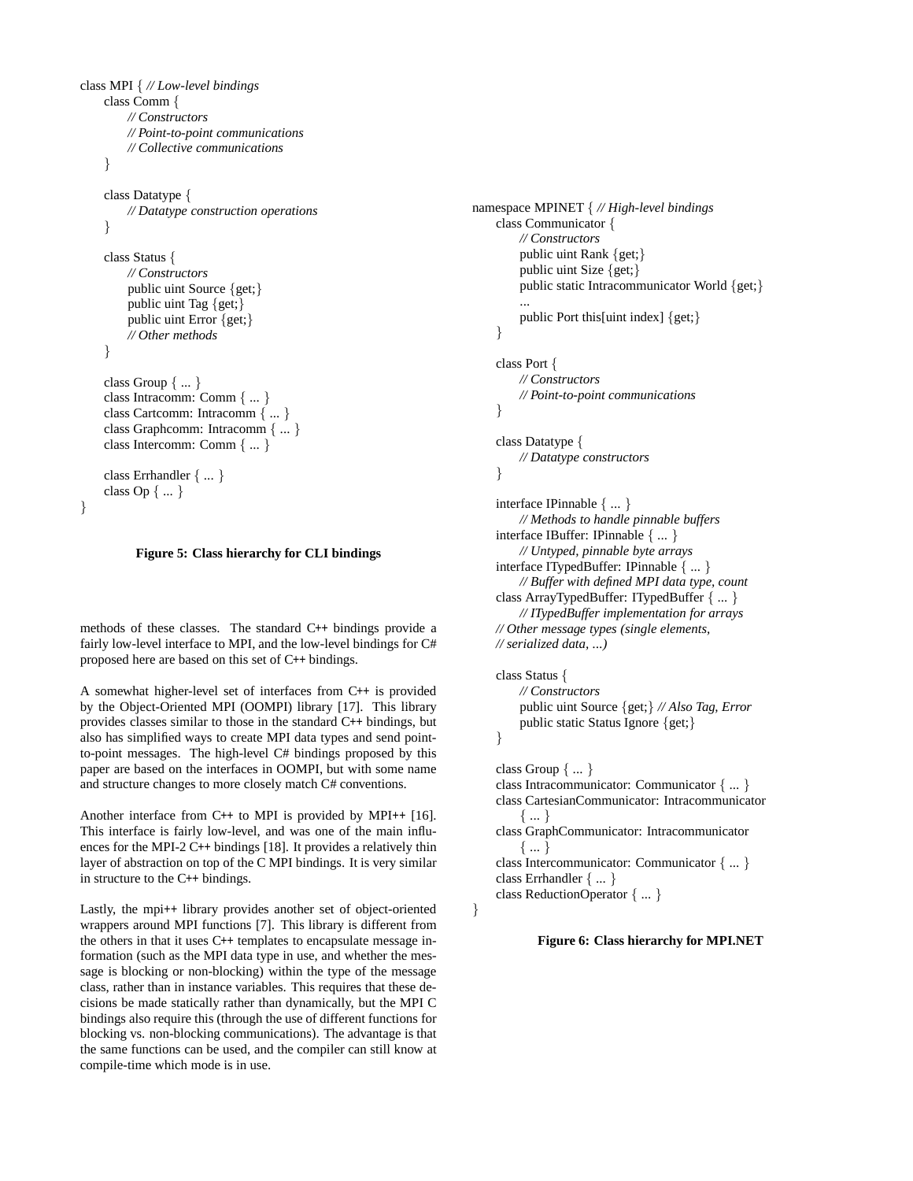```
class MPI { // Low-level bindings
    class Comm {
        // Constructors
        // Point-to-point communications
        // Collective communications
    }

    class Datatype {
        // Datatype construction operations
    }

    class Status {
        // Constructors
        public uint Source {get;}
        public uint Tag {get;}
        public uint Error {get;}
        // Other methods
    }

    class Group { ... }
    class Intracomm: Comm { ... }
    class Cartcomm: Intracomm { ... }
    class Graphcomm: Intracomm { ... }
    class Intercomm: Comm { ... }

    class Errhandler { ... }
    class Op { ... }
}
```

**Figure 5: Class hierarchy for CLI bindings**

methods of these classes. The standard C++ bindings provide a fairly low-level interface to MPI, and the low-level bindings for C# proposed here are based on this set of C++ bindings.

A somewhat higher-level set of interfaces from C++ is provided by the Object-Oriented MPI (OOMPI) library [17]. This library provides classes similar to those in the standard C++ bindings, but also has simplified ways to create MPI data types and send point-to-point messages. The high-level C# bindings proposed by this paper are based on the interfaces in OOMPI, but with some name and structure changes to more closely match C# conventions.

Another interface from C++ to MPI is provided by MPI++ [16]. This interface is fairly low-level, and was one of the main influences for the MPI-2 C++ bindings [18]. It provides a relatively thin layer of abstraction on top of the C MPI bindings. It is very similar in structure to the C++ bindings.

Lastly, the mpi++ library provides another set of object-oriented wrappers around MPI functions [7]. This library is different from the others in that it uses C++ templates to encapsulate message information (such as the MPI data type in use, and whether the message is blocking or non-blocking) within the type of the message class, rather than in instance variables. This requires that these decisions be made statically rather than dynamically, but the MPI C bindings also require this (through the use of different functions for blocking vs. non-blocking communications). The advantage is that the same functions can be used, and the compiler can still know at compile-time which mode is in use.

```
namespace MPINET { // High-level bindings
    class Communicator {
        // Constructors
        public uint Rank {get;}
        public uint Size {get;}
        public static Intracommunicator World {get;}
        ...
        public Port this[uint index] {get;}
    }

    class Port {
        // Constructors
        // Point-to-point communications
    }

    class Datatype {
        // Datatype constructors
    }

    interface IPinnable { ... }
        // Methods to handle pinnable buffers
    interface IBuffer: IPinnable { ... }
        // Untyped, pinnable byte arrays
    interface ITypedBuffer: IPinnable { ... }
        // Buffer with defined MPI data type, count
    class ArrayTypedBuffer: ITypedBuffer { ... }
        // ITypedBuffer implementation for arrays
    // Other message types (single elements,
    // serialized data, ...)

    class Status {
        // Constructors
        public uint Source {get;} // Also Tag, Error
        public static Status Ignore {get;}
    }

    class Group { ... }
    class Intracommunicator: Communicator { ... }
    class CartesianCommunicator: Intracommunicator
        { ... }
    class GraphCommunicator: Intracommunicator
        { ... }
    class Intercommunicator: Communicator { ... }
    class Errhandler { ... }
    class ReductionOperator { ... }
}
```

**Figure 6: Class hierarchy for MPI.NET**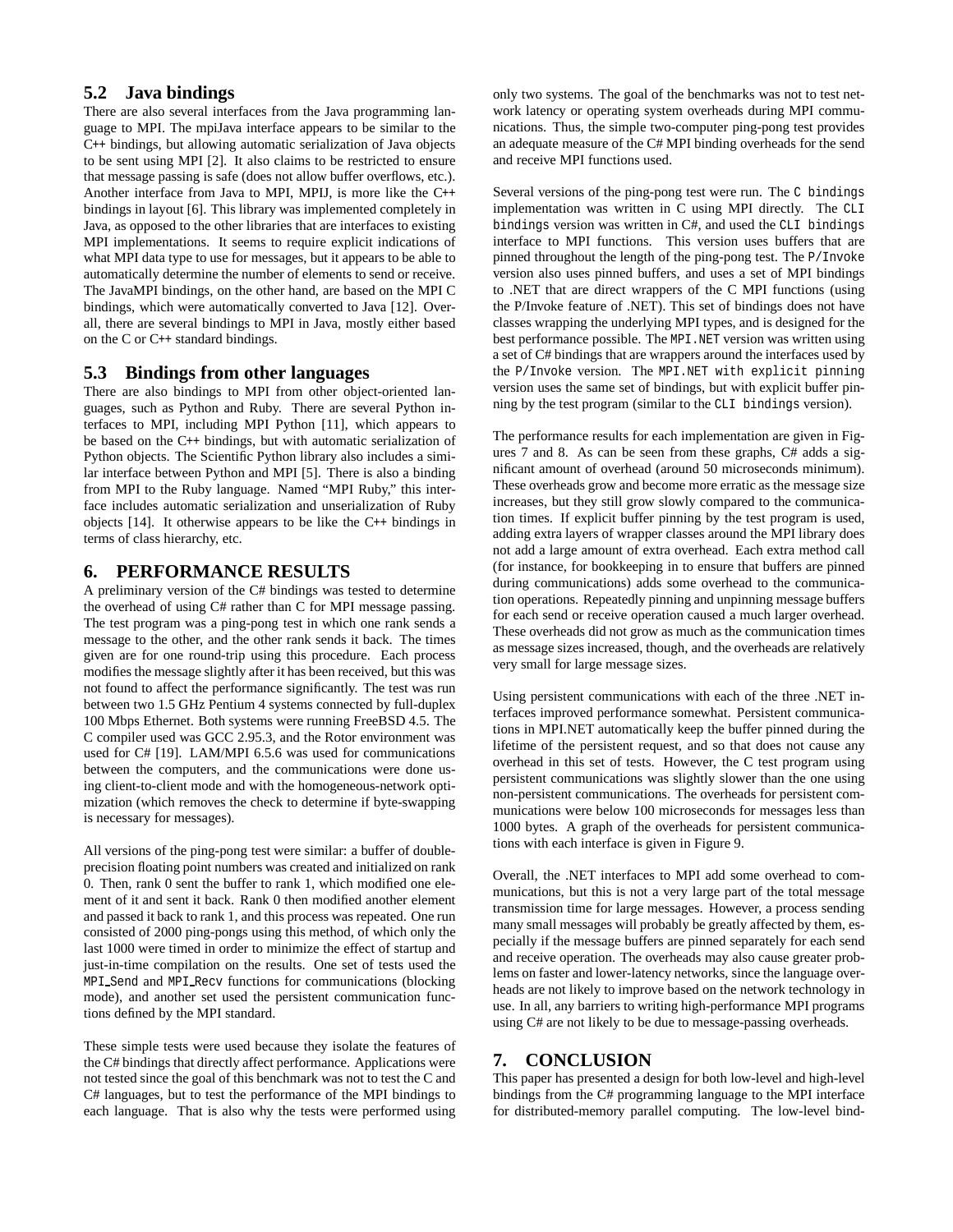## 5.2 Java bindings

There are also several interfaces from the Java programming language to MPI. The mpiJava interface appears to be similar to the C++ bindings, but allowing automatic serialization of Java objects to be sent using MPI [2]. It also claims to be restricted to ensure that message passing is safe (does not allow buffer overflows, etc.). Another interface from Java to MPI, MPIJ, is more like the C++ bindings in layout [6]. This library was implemented completely in Java, as opposed to the other libraries that are interfaces to existing MPI implementations. It seems to require explicit indications of what MPI data type to use for messages, but it appears to be able to automatically determine the number of elements to send or receive. The JavaMPI bindings, on the other hand, are based on the MPI C bindings, which were automatically converted to Java [12]. Overall, there are several bindings to MPI in Java, mostly either based on the C or C++ standard bindings.

## 5.3 Bindings from other languages

There are also bindings to MPI from other object-oriented languages, such as Python and Ruby. There are several Python interfaces to MPI, including MPI Python [11], which appears to be based on the C++ bindings, but with automatic serialization of Python objects. The Scientific Python library also includes a similar interface between Python and MPI [5]. There is also a binding from MPI to the Ruby language. Named "MPI Ruby," this interface includes automatic serialization and unserialization of Ruby objects [14]. It otherwise appears to be like the C++ bindings in terms of class hierarchy, etc.

# 6. PERFORMANCE RESULTS

A preliminary version of the C# bindings was tested to determine the overhead of using C# rather than C for MPI message passing. The test program was a ping-pong test in which one rank sends a message to the other, and the other rank sends it back. The times given are for one round-trip using this procedure. Each process modifies the message slightly after it has been received, but this was not found to affect the performance significantly. The test was run between two 1.5 GHz Pentium 4 systems connected by full-duplex 100 Mbps Ethernet. Both systems were running FreeBSD 4.5. The C compiler used was GCC 2.95.3, and the Rotor environment was used for C# [19]. LAM/MPI 6.5.6 was used for communications between the computers, and the communications were done using client-to-client mode and with the homogeneous-network optimization (which removes the check to determine if byte-swapping is necessary for messages).

All versions of the ping-pong test were similar: a buffer of double-precision floating point numbers was created and initialized on rank 0. Then, rank 0 sent the buffer to rank 1, which modified one element of it and sent it back. Rank 0 then modified another element and passed it back to rank 1, and this process was repeated. One run consisted of 2000 ping-pongs using this method, of which only the last 1000 were timed in order to minimize the effect of startup and just-in-time compilation on the results. One set of tests used the `MPI_Send` and `MPI_Recv` functions for communications (blocking mode), and another set used the persistent communication functions defined by the MPI standard.

These simple tests were used because they isolate the features of the C# bindings that directly affect performance. Applications were not tested since the goal of this benchmark was not to test the C and C# languages, but to test the performance of the MPI bindings to each language. That is also why the tests were performed using only two systems. The goal of the benchmarks was not to test network latency or operating system overheads during MPI communications. Thus, the simple two-computer ping-pong test provides an adequate measure of the C# MPI binding overheads for the send and receive MPI functions used.

Several versions of the ping-pong test were run. The `C bindings` implementation was written in C using MPI directly. The `CLI bindings` version was written in C#, and used the `CLI bindings` interface to MPI functions. This version uses buffers that are pinned throughout the length of the ping-pong test. The `P/Invoke` version also uses pinned buffers, and uses a set of MPI bindings to .NET that are direct wrappers of the C MPI functions (using the P/Invoke feature of .NET). This set of bindings does not have classes wrapping the underlying MPI types, and is designed for the best performance possible. The `MPI.NET` version was written using a set of C# bindings that are wrappers around the interfaces used by the `P/Invoke` version. The `MPI.NET with explicit pinning` version uses the same set of bindings, but with explicit buffer pinning by the test program (similar to the `CLI bindings` version).

The performance results for each implementation are given in Figures 7 and 8. As can be seen from these graphs, C# adds a significant amount of overhead (around 50 microseconds minimum). These overheads grow and become more erratic as the message size increases, but they still grow slowly compared to the communication times. If explicit buffer pinning by the test program is used, adding extra layers of wrapper classes around the MPI library does not add a large amount of extra overhead. Each extra method call (for instance, for bookkeeping in to ensure that buffers are pinned during communications) adds some overhead to the communication operations. Repeatedly pinning and unpinning message buffers for each send or receive operation caused a much larger overhead. These overheads did not grow as much as the communication times as message sizes increased, though, and the overheads are relatively very small for large message sizes.

Using persistent communications with each of the three .NET interfaces improved performance somewhat. Persistent communications in MPI.NET automatically keep the buffer pinned during the lifetime of the persistent request, and so that does not cause any overhead in this set of tests. However, the C test program using persistent communications was slightly slower than the one using non-persistent communications. The overheads for persistent communications were below 100 microseconds for messages less than 1000 bytes. A graph of the overheads for persistent communications with each interface is given in Figure 9.

Overall, the .NET interfaces to MPI add some overhead to communications, but this is not a very large part of the total message transmission time for large messages. However, a process sending many small messages will probably be greatly affected by them, especially if the message buffers are pinned separately for each send and receive operation. The overheads may also cause greater problems on faster and lower-latency networks, since the language overheads are not likely to improve based on the network technology in use. In all, any barriers to writing high-performance MPI programs using C# are not likely to be due to message-passing overheads.

# 7. CONCLUSION

This paper has presented a design for both low-level and high-level bindings from the C# programming language to the MPI interface for distributed-memory parallel computing. The low-level bind-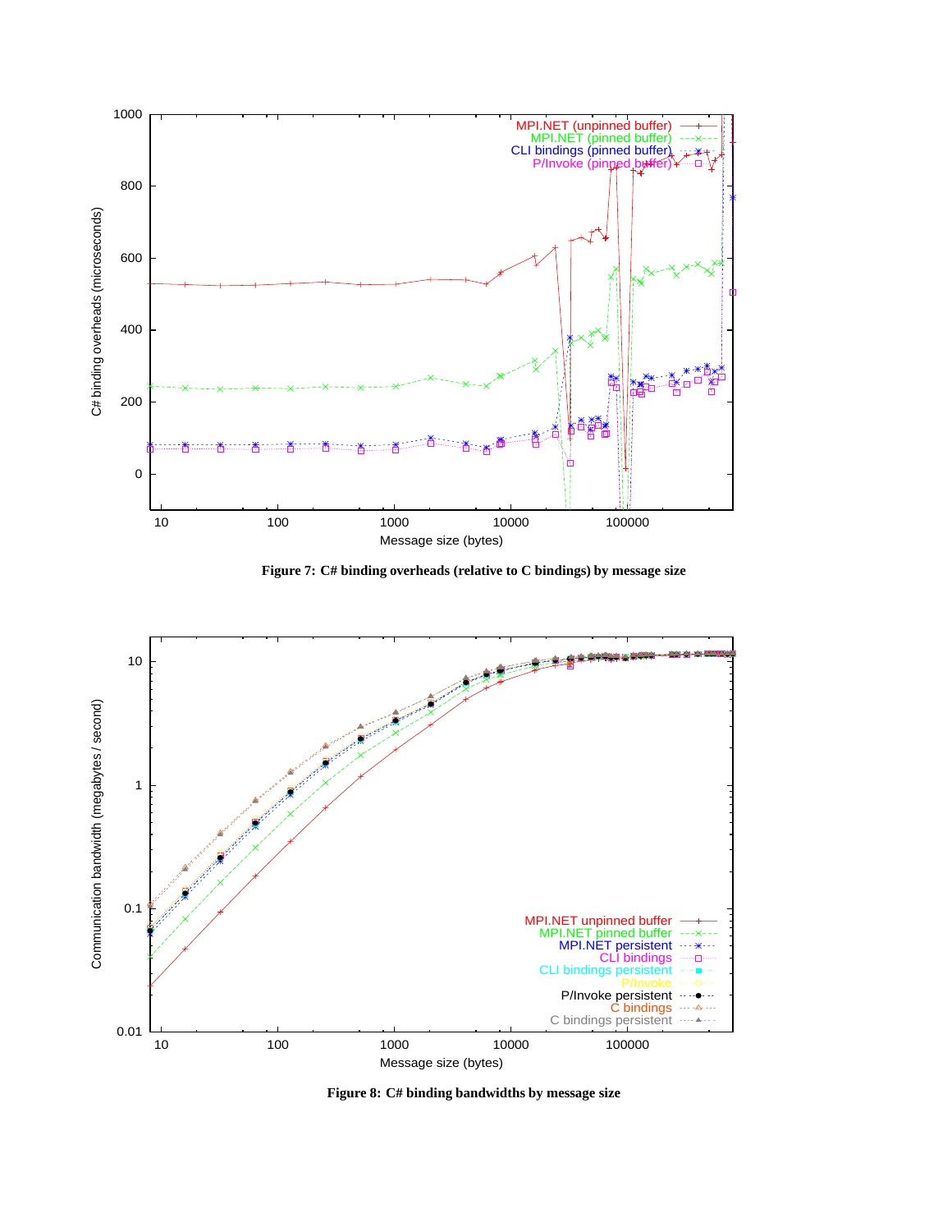**Figure 7: C# binding overheads (relative to C bindings) by message size**

**Figure 8: C# binding bandwidths by message size**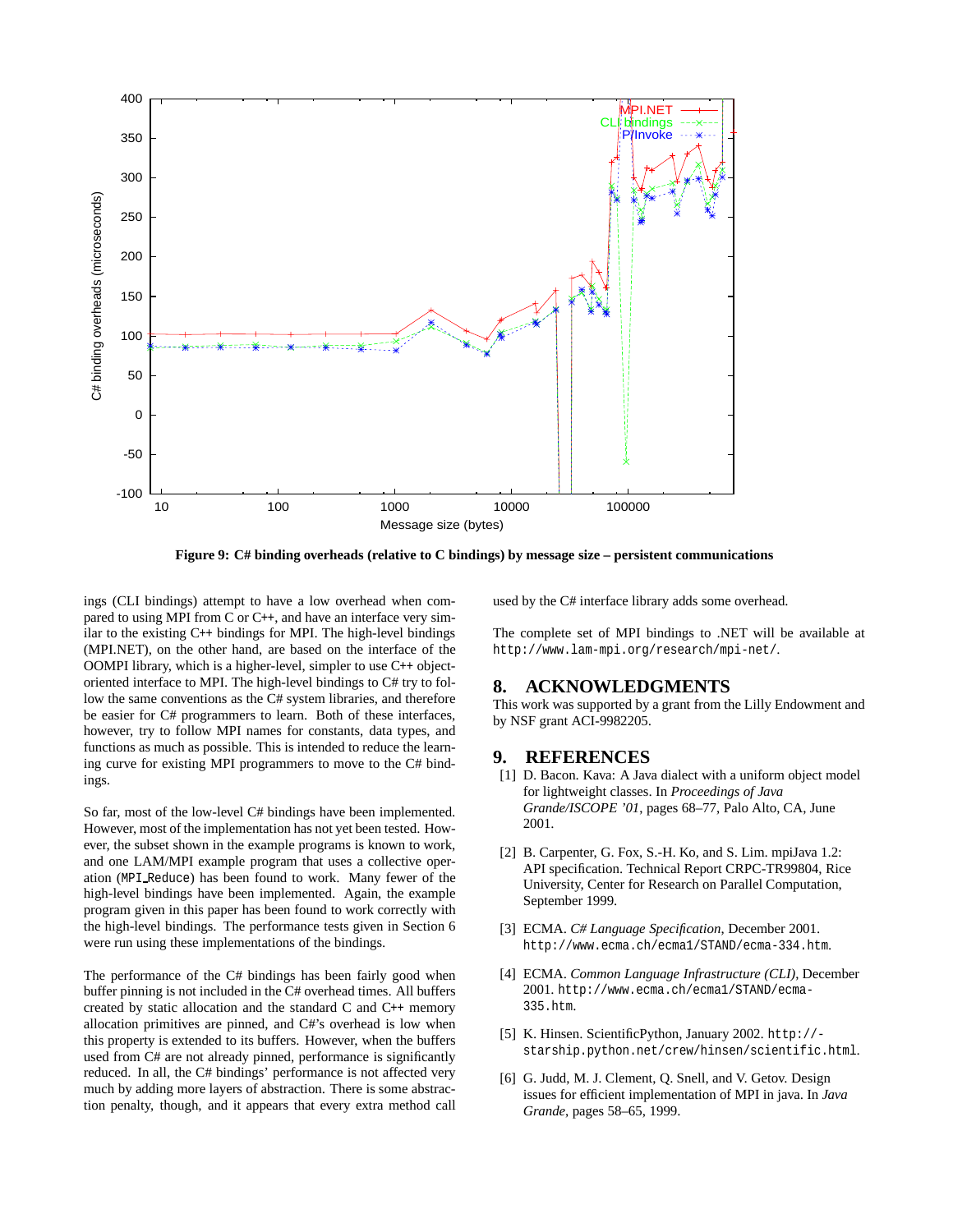**Figure 9: C# binding overheads (relative to C bindings) by message size – persistent communications**

ings (CLI bindings) attempt to have a low overhead when compared to using MPI from C or C++, and have an interface very similar to the existing C++ bindings for MPI. The high-level bindings (MPI.NET), on the other hand, are based on the interface of the OOMPI library, which is a higher-level, simpler to use C++ object-oriented interface to MPI. The high-level bindings to C# try to follow the same conventions as the C# system libraries, and therefore be easier for C# programmers to learn. Both of these interfaces, however, try to follow MPI names for constants, data types, and functions as much as possible. This is intended to reduce the learning curve for existing MPI programmers to move to the C# bindings.

So far, most of the low-level C# bindings have been implemented. However, most of the implementation has not yet been tested. However, the subset shown in the example programs is known to work, and one LAM/MPI example program that uses a collective operation (`MPI_Reduce`) has been found to work. Many fewer of the high-level bindings have been implemented. Again, the example program given in this paper has been found to work correctly with the high-level bindings. The performance tests given in Section 6 were run using these implementations of the bindings.

The performance of the C# bindings has been fairly good when buffer pinning is not included in the C# overhead times. All buffers created by static allocation and the standard C and C++ memory allocation primitives are pinned, and C#'s overhead is low when this property is extended to its buffers. However, when the buffers used from C# are not already pinned, performance is significantly reduced. In all, the C# bindings' performance is not affected very much by adding more layers of abstraction. There is some abstraction penalty, though, and it appears that every extra method call used by the C# interface library adds some overhead.

The complete set of MPI bindings to .NET will be available at `http://www.lam-mpi.org/research/mpi-net/`.

## 8. ACKNOWLEDGMENTS

This work was supported by a grant from the Lilly Endowment and by NSF grant ACI-9982205.

## 9. REFERENCES

[1] D. Bacon. Kava: A Java dialect with a uniform object model for lightweight classes. In *Proceedings of Java Grande/ISCOPE '01*, pages 68–77, Palo Alto, CA, June 2001.

[2] B. Carpenter, G. Fox, S.-H. Ko, and S. Lim. mpiJava 1.2: API specification. Technical Report CRPC-TR99804, Rice University, Center for Research on Parallel Computation, September 1999.

[3] ECMA. *C# Language Specification*, December 2001. `http://www.ecma.ch/ecma1/STAND/ecma-334.htm`.

[4] ECMA. *Common Language Infrastructure (CLI)*, December 2001. `http://www.ecma.ch/ecma1/STAND/ecma-335.htm`.

[5] K. Hinsen. ScientificPython, January 2002. `http://starship.python.net/crew/hinsen/scientific.html`.

[6] G. Judd, M. J. Clement, Q. Snell, and V. Getov. Design issues for efficient implementation of MPI in java. In *Java Grande*, pages 58–65, 1999.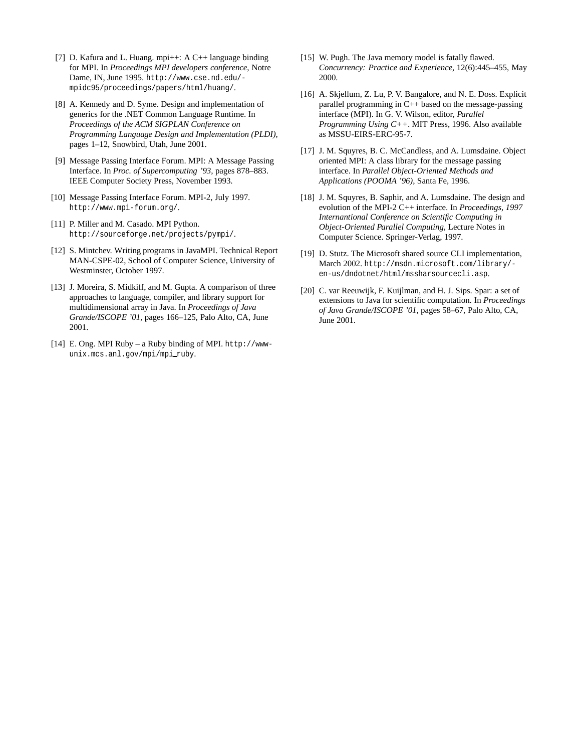[7] D. Kafura and L. Huang. mpi++: A C++ language binding for MPI. In *Proceedings MPI developers conference*, Notre Dame, IN, June 1995. http://www.cse.nd.edu/-mpidc95/proceedings/papers/html/huang/.

[8] A. Kennedy and D. Syme. Design and implementation of generics for the .NET Common Language Runtime. In *Proceedings of the ACM SIGPLAN Conference on Programming Language Design and Implementation (PLDI)*, pages 1–12, Snowbird, Utah, June 2001.

[9] Message Passing Interface Forum. MPI: A Message Passing Interface. In *Proc. of Supercomputing '93*, pages 878–883. IEEE Computer Society Press, November 1993.

[10] Message Passing Interface Forum. MPI-2, July 1997. http://www.mpi-forum.org/.

[11] P. Miller and M. Casado. MPI Python. http://sourceforge.net/projects/pympi/.

[12] S. Mintchev. Writing programs in JavaMPI. Technical Report MAN-CSPE-02, School of Computer Science, University of Westminster, October 1997.

[13] J. Moreira, S. Midkiff, and M. Gupta. A comparison of three approaches to language, compiler, and library support for multidimensional array in Java. In *Proceedings of Java Grande/ISCOPE '01*, pages 166–125, Palo Alto, CA, June 2001.

[14] E. Ong. MPI Ruby – a Ruby binding of MPI. http://www-unix.mcs.anl.gov/mpi/mpi_ruby.

[15] W. Pugh. The Java memory model is fatally flawed. *Concurrency: Practice and Experience*, 12(6):445–455, May 2000.

[16] A. Skjellum, Z. Lu, P. V. Bangalore, and N. E. Doss. Explicit parallel programming in C++ based on the message-passing interface (MPI). In G. V. Wilson, editor, *Parallel Programming Using C++*. MIT Press, 1996. Also available as MSSU-EIRS-ERC-95-7.

[17] J. M. Squyres, B. C. McCandless, and A. Lumsdaine. Object oriented MPI: A class library for the message passing interface. In *Parallel Object-Oriented Methods and Applications (POOMA '96)*, Santa Fe, 1996.

[18] J. M. Squyres, B. Saphir, and A. Lumsdaine. The design and evolution of the MPI-2 C++ interface. In *Proceedings, 1997 Internantional Conference on Scientific Computing in Object-Oriented Parallel Computing*, Lecture Notes in Computer Science. Springer-Verlag, 1997.

[19] D. Stutz. The Microsoft shared source CLI implementation, March 2002. http://msdn.microsoft.com/library/-en-us/dndotnet/html/mssharsourcecli.asp.

[20] C. var Reeuwijk, F. Kuijlman, and H. J. Sips. Spar: a set of extensions to Java for scientific computation. In *Proceedings of Java Grande/ISCOPE '01*, pages 58–67, Palo Alto, CA, June 2001.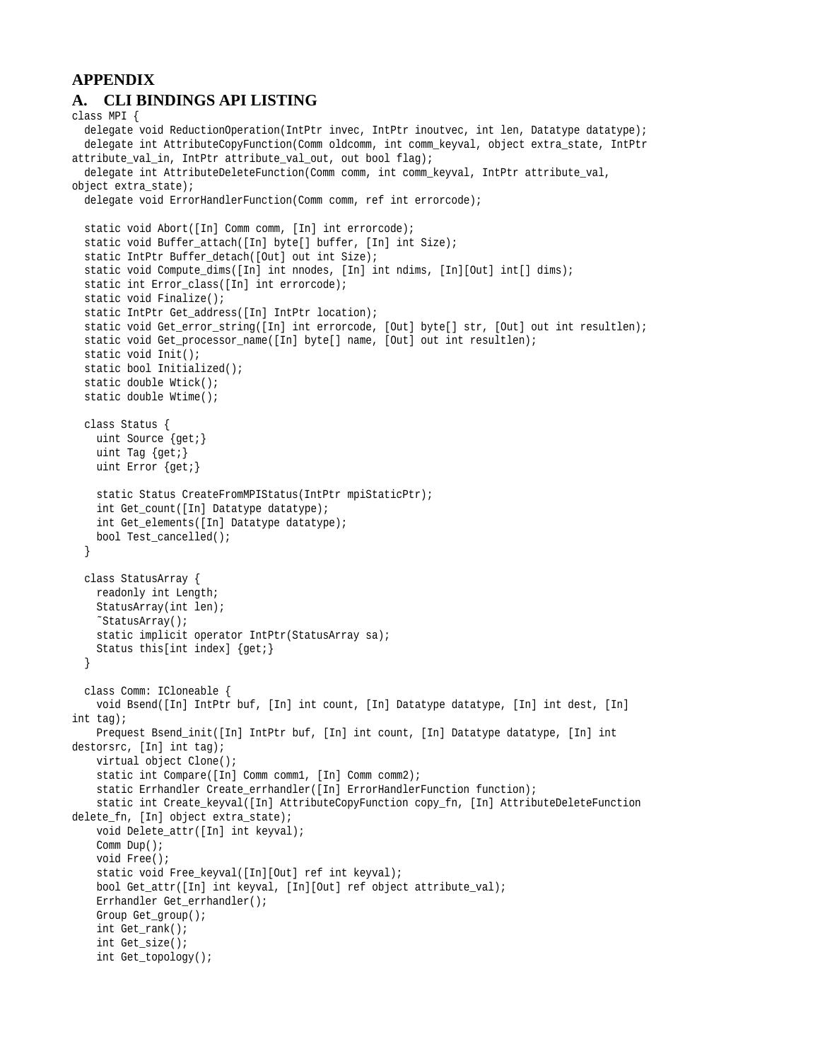# APPENDIX

## A. CLI BINDINGS API LISTING

```
class MPI {
  delegate void ReductionOperation(IntPtr invec, IntPtr inoutvec, int len, Datatype datatype);
  delegate int AttributeCopyFunction(Comm oldcomm, int comm_keyval, object extra_state, IntPtr
attribute_val_in, IntPtr attribute_val_out, out bool flag);
  delegate int AttributeDeleteFunction(Comm comm, int comm_keyval, IntPtr attribute_val,
object extra_state);
  delegate void ErrorHandlerFunction(Comm comm, ref int errorcode);

  static void Abort([In] Comm comm, [In] int errorcode);
  static void Buffer_attach([In] byte[] buffer, [In] int Size);
  static IntPtr Buffer_detach([Out] out int Size);
  static void Compute_dims([In] int nnodes, [In] int ndims, [In][Out] int[] dims);
  static int Error_class([In] int errorcode);
  static void Finalize();
  static IntPtr Get_address([In] IntPtr location);
  static void Get_error_string([In] int errorcode, [Out] byte[] str, [Out] out int resultlen);
  static void Get_processor_name([In] byte[] name, [Out] out int resultlen);
  static void Init();
  static bool Initialized();
  static double Wtick();
  static double Wtime();

  class Status {
    uint Source {get;}
    uint Tag {get;}
    uint Error {get;}

    static Status CreateFromMPIStatus(IntPtr mpiStaticPtr);
    int Get_count([In] Datatype datatype);
    int Get_elements([In] Datatype datatype);
    bool Test_cancelled();
  }

  class StatusArray {
    readonly int Length;
    StatusArray(int len);
    ~StatusArray();
    static implicit operator IntPtr(StatusArray sa);
    Status this[int index] {get;}
  }

  class Comm: ICloneable {
    void Bsend([In] IntPtr buf, [In] int count, [In] Datatype datatype, [In] int dest, [In]
int tag);
    Prequest Bsend_init([In] IntPtr buf, [In] int count, [In] Datatype datatype, [In] int
destorsrc, [In] int tag);
    virtual object Clone();
    static int Compare([In] Comm comm1, [In] Comm comm2);
    static Errhandler Create_errhandler([In] ErrorHandlerFunction function);
    static int Create_keyval([In] AttributeCopyFunction copy_fn, [In] AttributeDeleteFunction
delete_fn, [In] object extra_state);
    void Delete_attr([In] int keyval);
    Comm Dup();
    void Free();
    static void Free_keyval([In][Out] ref int keyval);
    bool Get_attr([In] int keyval, [In][Out] ref object attribute_val);
    Errhandler Get_errhandler();
    Group Get_group();
    int Get_rank();
    int Get_size();
    int Get_topology();
```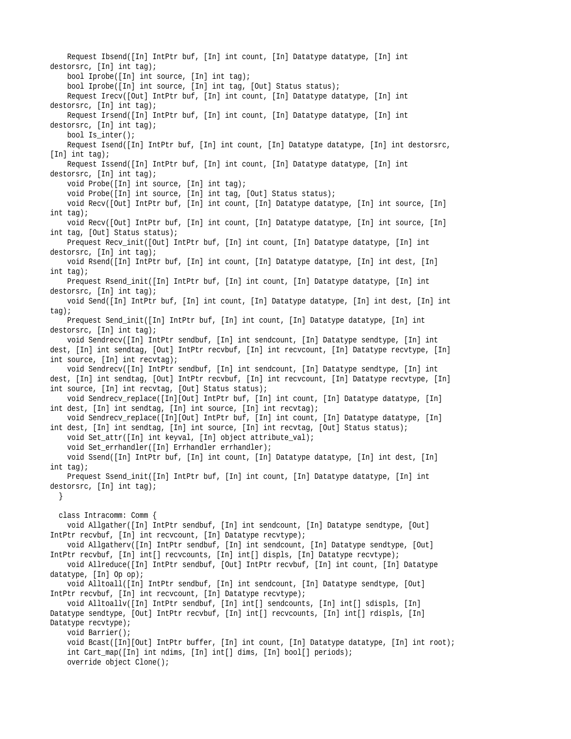```
    Request Ibsend([In] IntPtr buf, [In] int count, [In] Datatype datatype, [In] int
destorsrc, [In] int tag);
    bool Iprobe([In] int source, [In] int tag);
    bool Iprobe([In] int source, [In] int tag, [Out] Status status);
    Request Irecv([Out] IntPtr buf, [In] int count, [In] Datatype datatype, [In] int
destorsrc, [In] int tag);
    Request Irsend([In] IntPtr buf, [In] int count, [In] Datatype datatype, [In] int
destorsrc, [In] int tag);
    bool Is_inter();
    Request Isend([In] IntPtr buf, [In] int count, [In] Datatype datatype, [In] int destorsrc,
[In] int tag);
    Request Issend([In] IntPtr buf, [In] int count, [In] Datatype datatype, [In] int
destorsrc, [In] int tag);
    void Probe([In] int source, [In] int tag);
    void Probe([In] int source, [In] int tag, [Out] Status status);
    void Recv([Out] IntPtr buf, [In] int count, [In] Datatype datatype, [In] int source, [In]
int tag);
    void Recv([Out] IntPtr buf, [In] int count, [In] Datatype datatype, [In] int source, [In]
int tag, [Out] Status status);
    Prequest Recv_init([Out] IntPtr buf, [In] int count, [In] Datatype datatype, [In] int
destorsrc, [In] int tag);
    void Rsend([In] IntPtr buf, [In] int count, [In] Datatype datatype, [In] int dest, [In]
int tag);
    Prequest Rsend_init([In] IntPtr buf, [In] int count, [In] Datatype datatype, [In] int
destorsrc, [In] int tag);
    void Send([In] IntPtr buf, [In] int count, [In] Datatype datatype, [In] int dest, [In] int
tag);
    Prequest Send_init([In] IntPtr buf, [In] int count, [In] Datatype datatype, [In] int
destorsrc, [In] int tag);
    void Sendrecv([In] IntPtr sendbuf, [In] int sendcount, [In] Datatype sendtype, [In] int
dest, [In] int sendtag, [Out] IntPtr recvbuf, [In] int recvcount, [In] Datatype recvtype, [In]
int source, [In] int recvtag);
    void Sendrecv([In] IntPtr sendbuf, [In] int sendcount, [In] Datatype sendtype, [In] int
dest, [In] int sendtag, [Out] IntPtr recvbuf, [In] int recvcount, [In] Datatype recvtype, [In]
int source, [In] int recvtag, [Out] Status status);
    void Sendrecv_replace([In][Out] IntPtr buf, [In] int count, [In] Datatype datatype, [In]
int dest, [In] int sendtag, [In] int source, [In] int recvtag);
    void Sendrecv_replace([In][Out] IntPtr buf, [In] int count, [In] Datatype datatype, [In]
int dest, [In] int sendtag, [In] int source, [In] int recvtag, [Out] Status status);
    void Set_attr([In] int keyval, [In] object attribute_val);
    void Set_errhandler([In] Errhandler errhandler);
    void Ssend([In] IntPtr buf, [In] int count, [In] Datatype datatype, [In] int dest, [In]
int tag);
    Prequest Ssend_init([In] IntPtr buf, [In] int count, [In] Datatype datatype, [In] int
destorsrc, [In] int tag);
  }

  class Intracomm: Comm {
    void Allgather([In] IntPtr sendbuf, [In] int sendcount, [In] Datatype sendtype, [Out]
IntPtr recvbuf, [In] int recvcount, [In] Datatype recvtype);
    void Allgatherv([In] IntPtr sendbuf, [In] int sendcount, [In] Datatype sendtype, [Out]
IntPtr recvbuf, [In] int[] recvcounts, [In] int[] displs, [In] Datatype recvtype);
    void Allreduce([In] IntPtr sendbuf, [Out] IntPtr recvbuf, [In] int count, [In] Datatype
datatype, [In] Op op);
    void Alltoall([In] IntPtr sendbuf, [In] int sendcount, [In] Datatype sendtype, [Out]
IntPtr recvbuf, [In] int recvcount, [In] Datatype recvtype);
    void Alltoallv([In] IntPtr sendbuf, [In] int[] sendcounts, [In] int[] sdispls, [In]
Datatype sendtype, [Out] IntPtr recvbuf, [In] int[] recvcounts, [In] int[] rdispls, [In]
Datatype recvtype);
    void Barrier();
    void Bcast([In][Out] IntPtr buffer, [In] int count, [In] Datatype datatype, [In] int root);
    int Cart_map([In] int ndims, [In] int[] dims, [In] bool[] periods);
    override object Clone();
```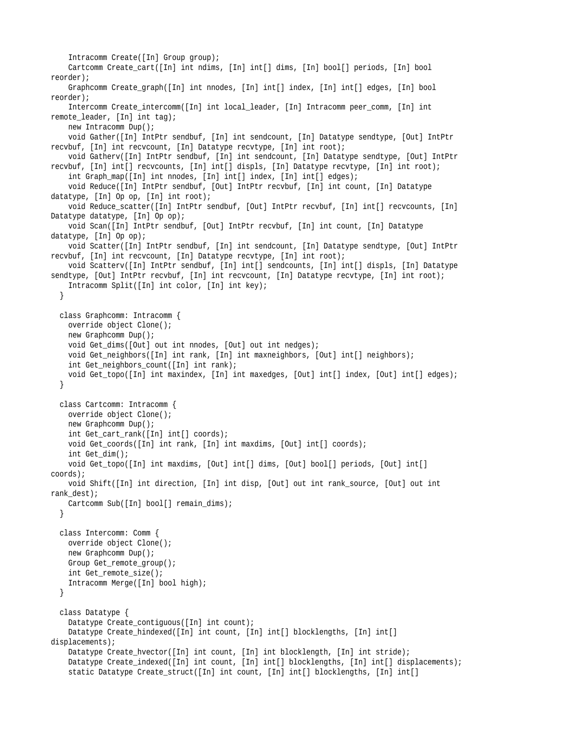```
    Intracomm Create([In] Group group);
    Cartcomm Create_cart([In] int ndims, [In] int[] dims, [In] bool[] periods, [In] bool
reorder);
    Graphcomm Create_graph([In] int nnodes, [In] int[] index, [In] int[] edges, [In] bool
reorder);
    Intercomm Create_intercomm([In] int local_leader, [In] Intracomm peer_comm, [In] int
remote_leader, [In] int tag);
    new Intracomm Dup();
    void Gather([In] IntPtr sendbuf, [In] int sendcount, [In] Datatype sendtype, [Out] IntPtr
recvbuf, [In] int recvcount, [In] Datatype recvtype, [In] int root);
    void Gatherv([In] IntPtr sendbuf, [In] int sendcount, [In] Datatype sendtype, [Out] IntPtr
recvbuf, [In] int[] recvcounts, [In] int[] displs, [In] Datatype recvtype, [In] int root);
    int Graph_map([In] int nnodes, [In] int[] index, [In] int[] edges);
    void Reduce([In] IntPtr sendbuf, [Out] IntPtr recvbuf, [In] int count, [In] Datatype
datatype, [In] Op op, [In] int root);
    void Reduce_scatter([In] IntPtr sendbuf, [Out] IntPtr recvbuf, [In] int[] recvcounts, [In]
Datatype datatype, [In] Op op);
    void Scan([In] IntPtr sendbuf, [Out] IntPtr recvbuf, [In] int count, [In] Datatype
datatype, [In] Op op);
    void Scatter([In] IntPtr sendbuf, [In] int sendcount, [In] Datatype sendtype, [Out] IntPtr
recvbuf, [In] int recvcount, [In] Datatype recvtype, [In] int root);
    void Scatterv([In] IntPtr sendbuf, [In] int[] sendcounts, [In] int[] displs, [In] Datatype
sendtype, [Out] IntPtr recvbuf, [In] int recvcount, [In] Datatype recvtype, [In] int root);
    Intracomm Split([In] int color, [In] int key);
  }

  class Graphcomm: Intracomm {
    override object Clone();
    new Graphcomm Dup();
    void Get_dims([Out] out int nnodes, [Out] out int nedges);
    void Get_neighbors([In] int rank, [In] int maxneighbors, [Out] int[] neighbors);
    int Get_neighbors_count([In] int rank);
    void Get_topo([In] int maxindex, [In] int maxedges, [Out] int[] index, [Out] int[] edges);
  }

  class Cartcomm: Intracomm {
    override object Clone();
    new Graphcomm Dup();
    int Get_cart_rank([In] int[] coords);
    void Get_coords([In] int rank, [In] int maxdims, [Out] int[] coords);
    int Get_dim();
    void Get_topo([In] int maxdims, [Out] int[] dims, [Out] bool[] periods, [Out] int[]
coords);
    void Shift([In] int direction, [In] int disp, [Out] out int rank_source, [Out] out int
rank_dest);
    Cartcomm Sub([In] bool[] remain_dims);
  }

  class Intercomm: Comm {
    override object Clone();
    new Graphcomm Dup();
    Group Get_remote_group();
    int Get_remote_size();
    Intracomm Merge([In] bool high);
  }

  class Datatype {
    Datatype Create_contiguous([In] int count);
    Datatype Create_hindexed([In] int count, [In] int[] blocklengths, [In] int[]
displacements);
    Datatype Create_hvector([In] int count, [In] int blocklength, [In] int stride);
    Datatype Create_indexed([In] int count, [In] int[] blocklengths, [In] int[] displacements);
    static Datatype Create_struct([In] int count, [In] int[] blocklengths, [In] int[]
```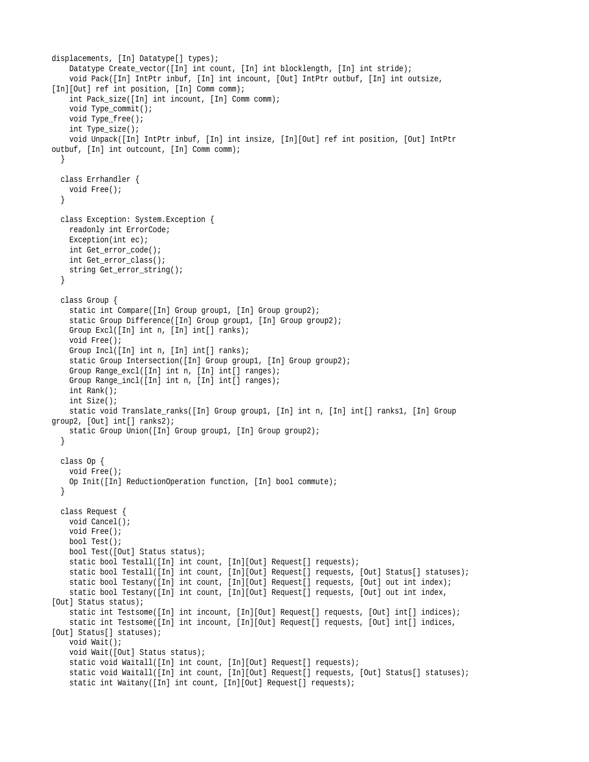```
displacements, [In] Datatype[] types);
    Datatype Create_vector([In] int count, [In] int blocklength, [In] int stride);
    void Pack([In] IntPtr inbuf, [In] int incount, [Out] IntPtr outbuf, [In] int outsize,
[In][Out] ref int position, [In] Comm comm);
    int Pack_size([In] int incount, [In] Comm comm);
    void Type_commit();
    void Type_free();
    int Type_size();
    void Unpack([In] IntPtr inbuf, [In] int insize, [In][Out] ref int position, [Out] IntPtr
outbuf, [In] int outcount, [In] Comm comm);
  }

  class Errhandler {
    void Free();
  }

  class Exception: System.Exception {
    readonly int ErrorCode;
    Exception(int ec);
    int Get_error_code();
    int Get_error_class();
    string Get_error_string();
  }

  class Group {
    static int Compare([In] Group group1, [In] Group group2);
    static Group Difference([In] Group group1, [In] Group group2);
    Group Excl([In] int n, [In] int[] ranks);
    void Free();
    Group Incl([In] int n, [In] int[] ranks);
    static Group Intersection([In] Group group1, [In] Group group2);
    Group Range_excl([In] int n, [In] int[] ranges);
    Group Range_incl([In] int n, [In] int[] ranges);
    int Rank();
    int Size();
    static void Translate_ranks([In] Group group1, [In] int n, [In] int[] ranks1, [In] Group
group2, [Out] int[] ranks2);
    static Group Union([In] Group group1, [In] Group group2);
  }

  class Op {
    void Free();
    Op Init([In] ReductionOperation function, [In] bool commute);
  }

  class Request {
    void Cancel();
    void Free();
    bool Test();
    bool Test([Out] Status status);
    static bool Testall([In] int count, [In][Out] Request[] requests);
    static bool Testall([In] int count, [In][Out] Request[] requests, [Out] Status[] statuses);
    static bool Testany([In] int count, [In][Out] Request[] requests, [Out] out int index);
    static bool Testany([In] int count, [In][Out] Request[] requests, [Out] out int index,
[Out] Status status);
    static int Testsome([In] int incount, [In][Out] Request[] requests, [Out] int[] indices);
    static int Testsome([In] int incount, [In][Out] Request[] requests, [Out] int[] indices,
[Out] Status[] statuses);
    void Wait();
    void Wait([Out] Status status);
    static void Waitall([In] int count, [In][Out] Request[] requests);
    static void Waitall([In] int count, [In][Out] Request[] requests, [Out] Status[] statuses);
    static int Waitany([In] int count, [In][Out] Request[] requests);
```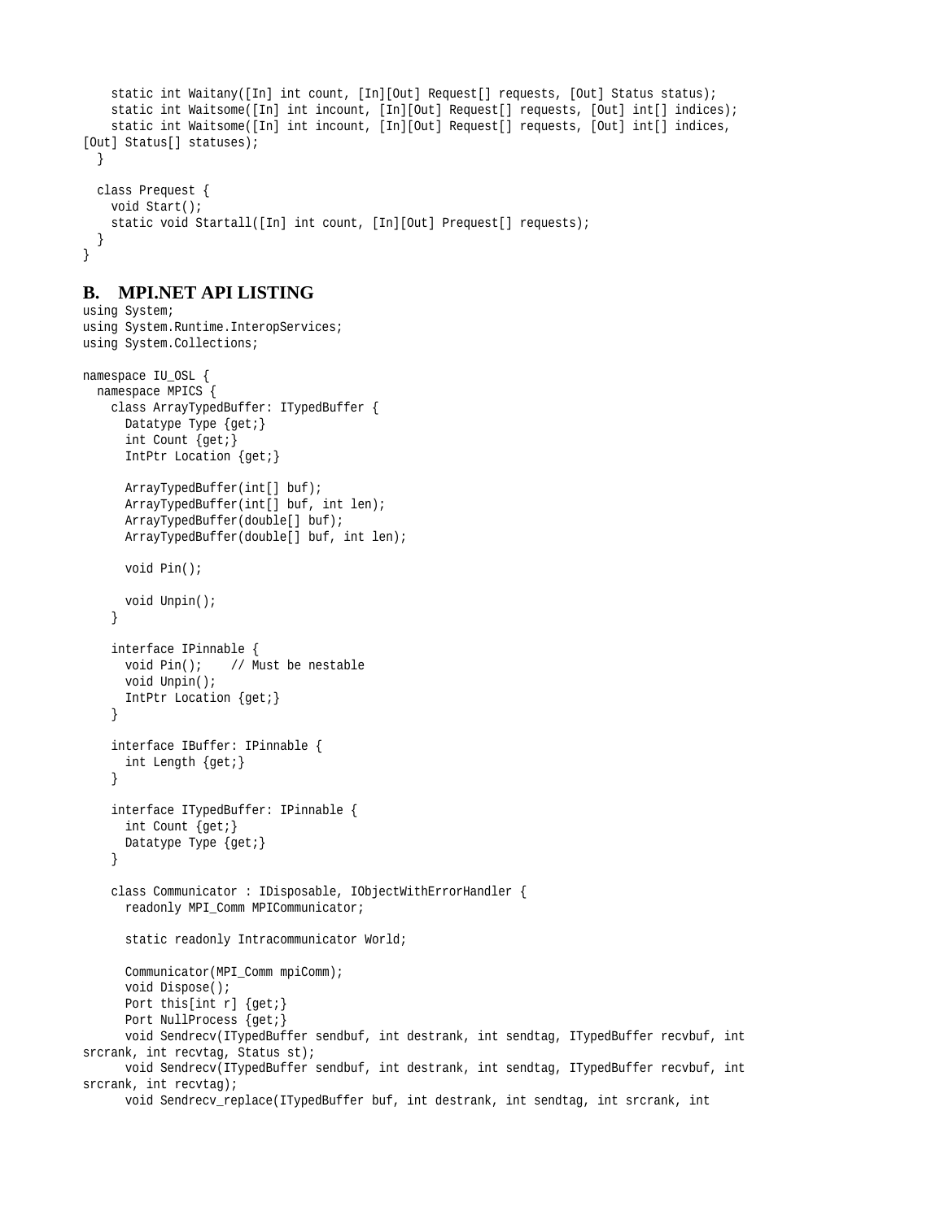```
    static int Waitany([In] int count, [In][Out] Request[] requests, [Out] Status status);
    static int Waitsome([In] int incount, [In][Out] Request[] requests, [Out] int[] indices);
    static int Waitsome([In] int incount, [In][Out] Request[] requests, [Out] int[] indices,
[Out] Status[] statuses);
  }

  class Prequest {
    void Start();
    static void Startall([In] int count, [In][Out] Prequest[] requests);
  }
}
```

## B. MPI.NET API LISTING

```
using System;
using System.Runtime.InteropServices;
using System.Collections;

namespace IU_OSL {
  namespace MPICS {
    class ArrayTypedBuffer: ITypedBuffer {
      Datatype Type {get;}
      int Count {get;}
      IntPtr Location {get;}

      ArrayTypedBuffer(int[] buf);
      ArrayTypedBuffer(int[] buf, int len);
      ArrayTypedBuffer(double[] buf);
      ArrayTypedBuffer(double[] buf, int len);

      void Pin();

      void Unpin();
    }

    interface IPinnable {
      void Pin();    // Must be nestable
      void Unpin();
      IntPtr Location {get;}
    }

    interface IBuffer: IPinnable {
      int Length {get;}
    }

    interface ITypedBuffer: IPinnable {
      int Count {get;}
      Datatype Type {get;}
    }

    class Communicator : IDisposable, IObjectWithErrorHandler {
      readonly MPI_Comm MPICommunicator;

      static readonly Intracommunicator World;

      Communicator(MPI_Comm mpiComm);
      void Dispose();
      Port this[int r] {get;}
      Port NullProcess {get;}
      void Sendrecv(ITypedBuffer sendbuf, int destrank, int sendtag, ITypedBuffer recvbuf, int
srcrank, int recvtag, Status st);
      void Sendrecv(ITypedBuffer sendbuf, int destrank, int sendtag, ITypedBuffer recvbuf, int
srcrank, int recvtag);
      void Sendrecv_replace(ITypedBuffer buf, int destrank, int sendtag, int srcrank, int
```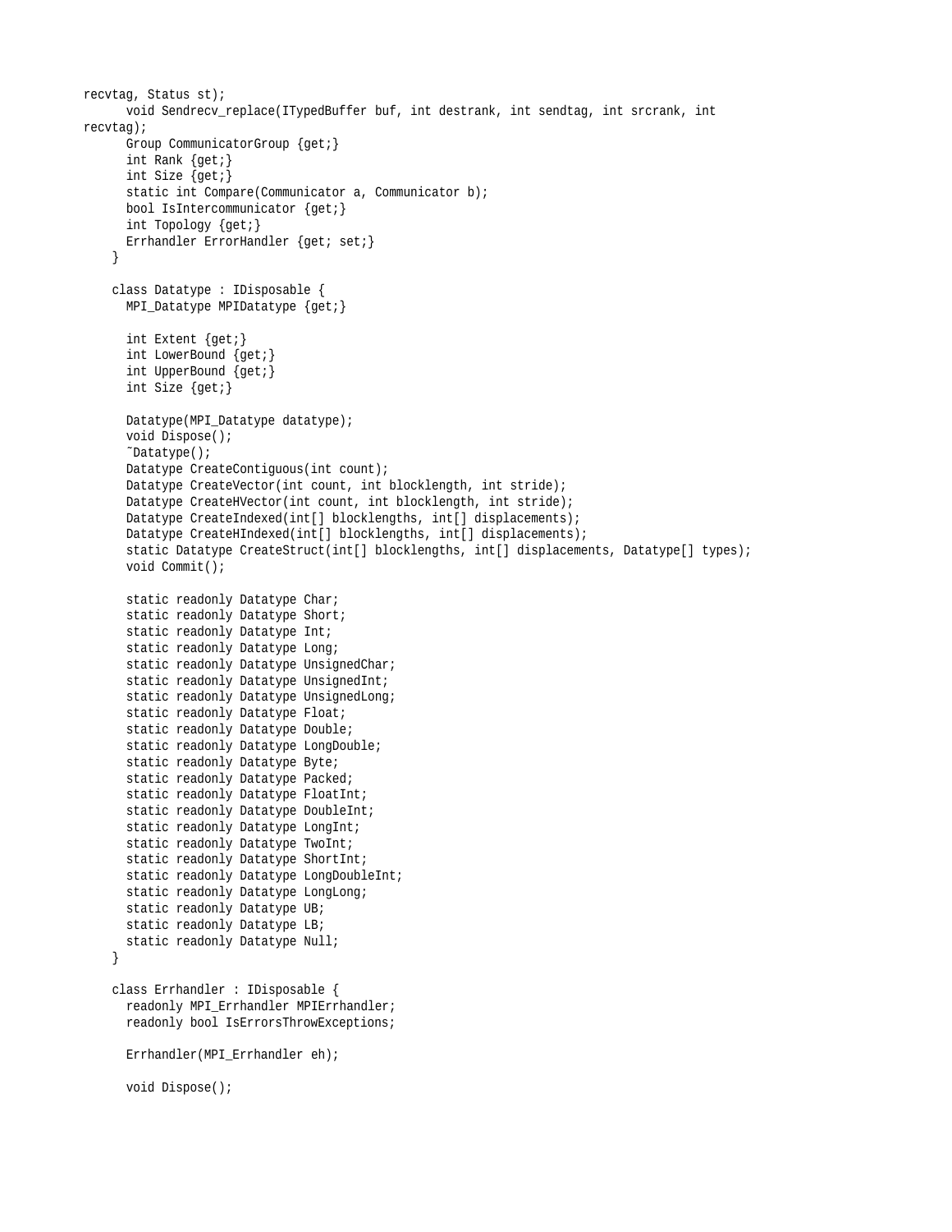```
recvtag, Status st);
      void Sendrecv_replace(ITypedBuffer buf, int destrank, int sendtag, int srcrank, int
recvtag);
      Group CommunicatorGroup {get;}
      int Rank {get;}
      int Size {get;}
      static int Compare(Communicator a, Communicator b);
      bool IsIntercommunicator {get;}
      int Topology {get;}
      Errhandler ErrorHandler {get; set;}
    }

    class Datatype : IDisposable {
      MPI_Datatype MPIDatatype {get;}

      int Extent {get;}
      int LowerBound {get;}
      int UpperBound {get;}
      int Size {get;}

      Datatype(MPI_Datatype datatype);
      void Dispose();
      ~Datatype();
      Datatype CreateContiguous(int count);
      Datatype CreateVector(int count, int blocklength, int stride);
      Datatype CreateHVector(int count, int blocklength, int stride);
      Datatype CreateIndexed(int[] blocklengths, int[] displacements);
      Datatype CreateHIndexed(int[] blocklengths, int[] displacements);
      static Datatype CreateStruct(int[] blocklengths, int[] displacements, Datatype[] types);
      void Commit();

      static readonly Datatype Char;
      static readonly Datatype Short;
      static readonly Datatype Int;
      static readonly Datatype Long;
      static readonly Datatype UnsignedChar;
      static readonly Datatype UnsignedInt;
      static readonly Datatype UnsignedLong;
      static readonly Datatype Float;
      static readonly Datatype Double;
      static readonly Datatype LongDouble;
      static readonly Datatype Byte;
      static readonly Datatype Packed;
      static readonly Datatype FloatInt;
      static readonly Datatype DoubleInt;
      static readonly Datatype LongInt;
      static readonly Datatype TwoInt;
      static readonly Datatype ShortInt;
      static readonly Datatype LongDoubleInt;
      static readonly Datatype LongLong;
      static readonly Datatype UB;
      static readonly Datatype LB;
      static readonly Datatype Null;
    }

    class Errhandler : IDisposable {
      readonly MPI_Errhandler MPIErrhandler;
      readonly bool IsErrorsThrowExceptions;

      Errhandler(MPI_Errhandler eh);

      void Dispose();
```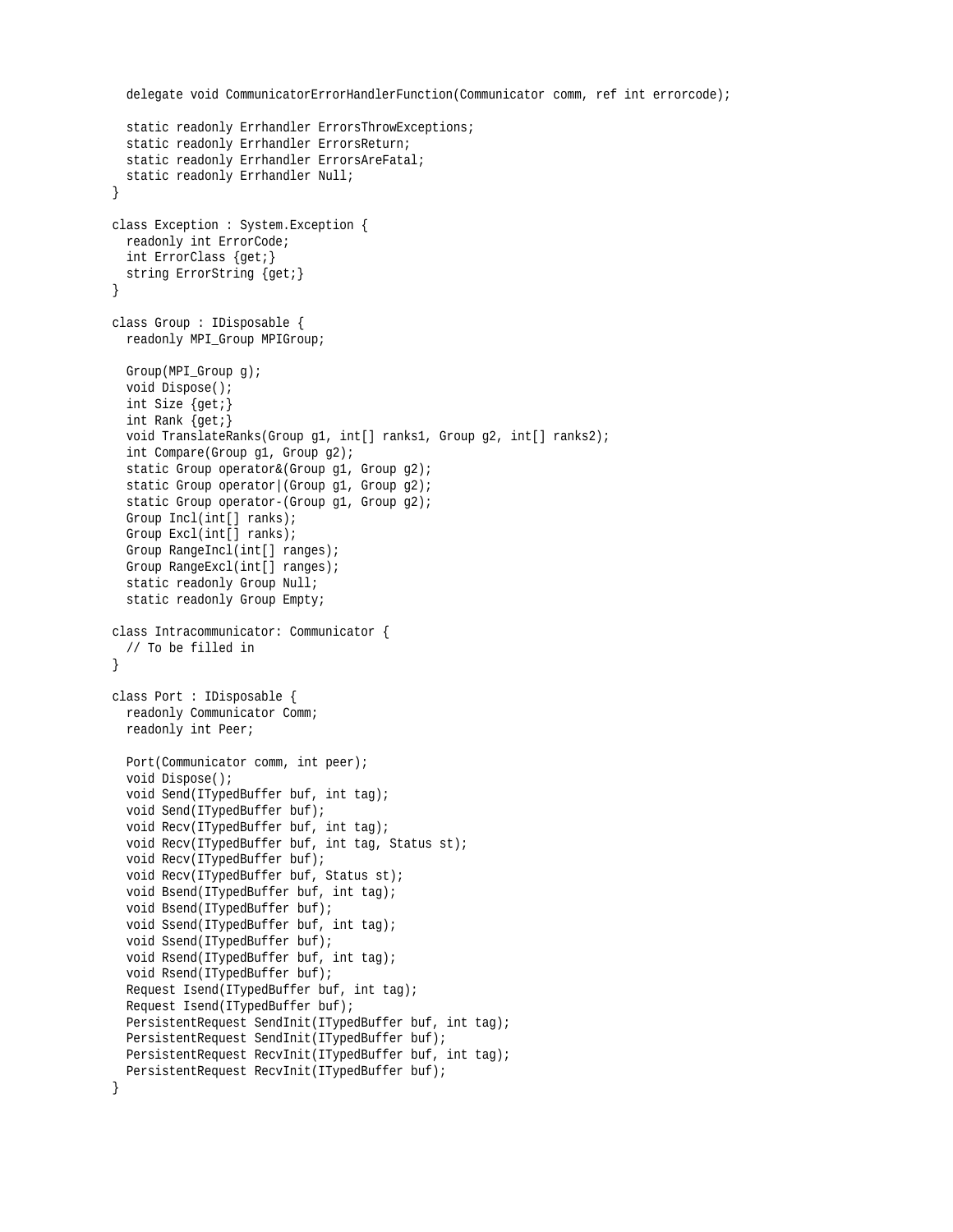```
  delegate void CommunicatorErrorHandlerFunction(Communicator comm, ref int errorcode);

  static readonly Errhandler ErrorsThrowExceptions;
  static readonly Errhandler ErrorsReturn;
  static readonly Errhandler ErrorsAreFatal;
  static readonly Errhandler Null;
}

class Exception : System.Exception {
  readonly int ErrorCode;
  int ErrorClass {get;}
  string ErrorString {get;}
}

class Group : IDisposable {
  readonly MPI_Group MPIGroup;

  Group(MPI_Group g);
  void Dispose();
  int Size {get;}
  int Rank {get;}
  void TranslateRanks(Group g1, int[] ranks1, Group g2, int[] ranks2);
  int Compare(Group g1, Group g2);
  static Group operator&(Group g1, Group g2);
  static Group operator|(Group g1, Group g2);
  static Group operator-(Group g1, Group g2);
  Group Incl(int[] ranks);
  Group Excl(int[] ranks);
  Group RangeIncl(int[] ranges);
  Group RangeExcl(int[] ranges);
  static readonly Group Null;
  static readonly Group Empty;

class Intracommunicator: Communicator {
  // To be filled in
}

class Port : IDisposable {
  readonly Communicator Comm;
  readonly int Peer;

  Port(Communicator comm, int peer);
  void Dispose();
  void Send(ITypedBuffer buf, int tag);
  void Send(ITypedBuffer buf);
  void Recv(ITypedBuffer buf, int tag);
  void Recv(ITypedBuffer buf, int tag, Status st);
  void Recv(ITypedBuffer buf);
  void Recv(ITypedBuffer buf, Status st);
  void Bsend(ITypedBuffer buf, int tag);
  void Bsend(ITypedBuffer buf);
  void Ssend(ITypedBuffer buf, int tag);
  void Ssend(ITypedBuffer buf);
  void Rsend(ITypedBuffer buf, int tag);
  void Rsend(ITypedBuffer buf);
  Request Isend(ITypedBuffer buf, int tag);
  Request Isend(ITypedBuffer buf);
  PersistentRequest SendInit(ITypedBuffer buf, int tag);
  PersistentRequest SendInit(ITypedBuffer buf);
  PersistentRequest RecvInit(ITypedBuffer buf, int tag);
  PersistentRequest RecvInit(ITypedBuffer buf);
}
```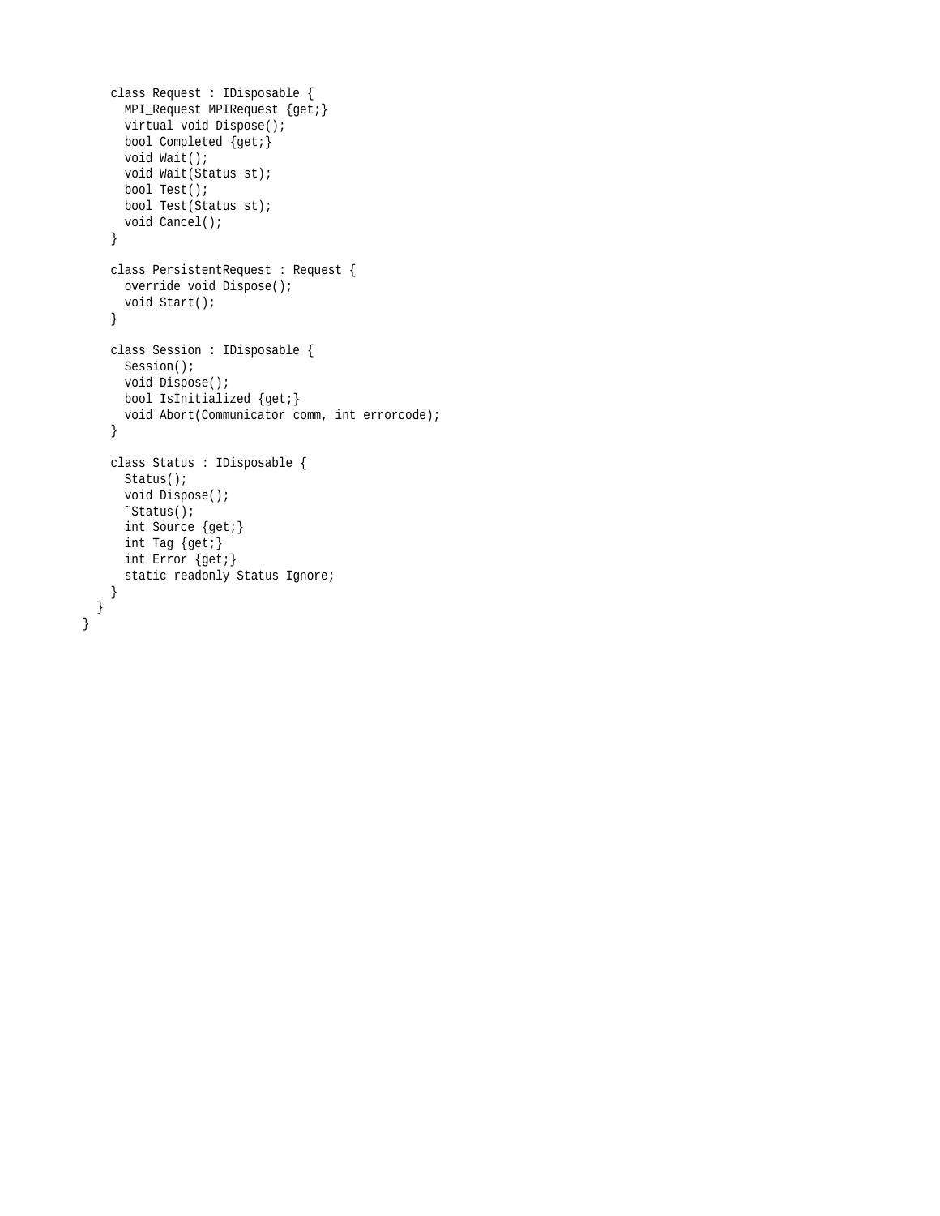```
    class Request : IDisposable {
      MPI_Request MPIRequest {get;}
      virtual void Dispose();
      bool Completed {get;}
      void Wait();
      void Wait(Status st);
      bool Test();
      bool Test(Status st);
      void Cancel();
    }

    class PersistentRequest : Request {
      override void Dispose();
      void Start();
    }

    class Session : IDisposable {
      Session();
      void Dispose();
      bool IsInitialized {get;}
      void Abort(Communicator comm, int errorcode);
    }

    class Status : IDisposable {
      Status();
      void Dispose();
      ˜Status();
      int Source {get;}
      int Tag {get;}
      int Error {get;}
      static readonly Status Ignore;
    }
  }
}
```